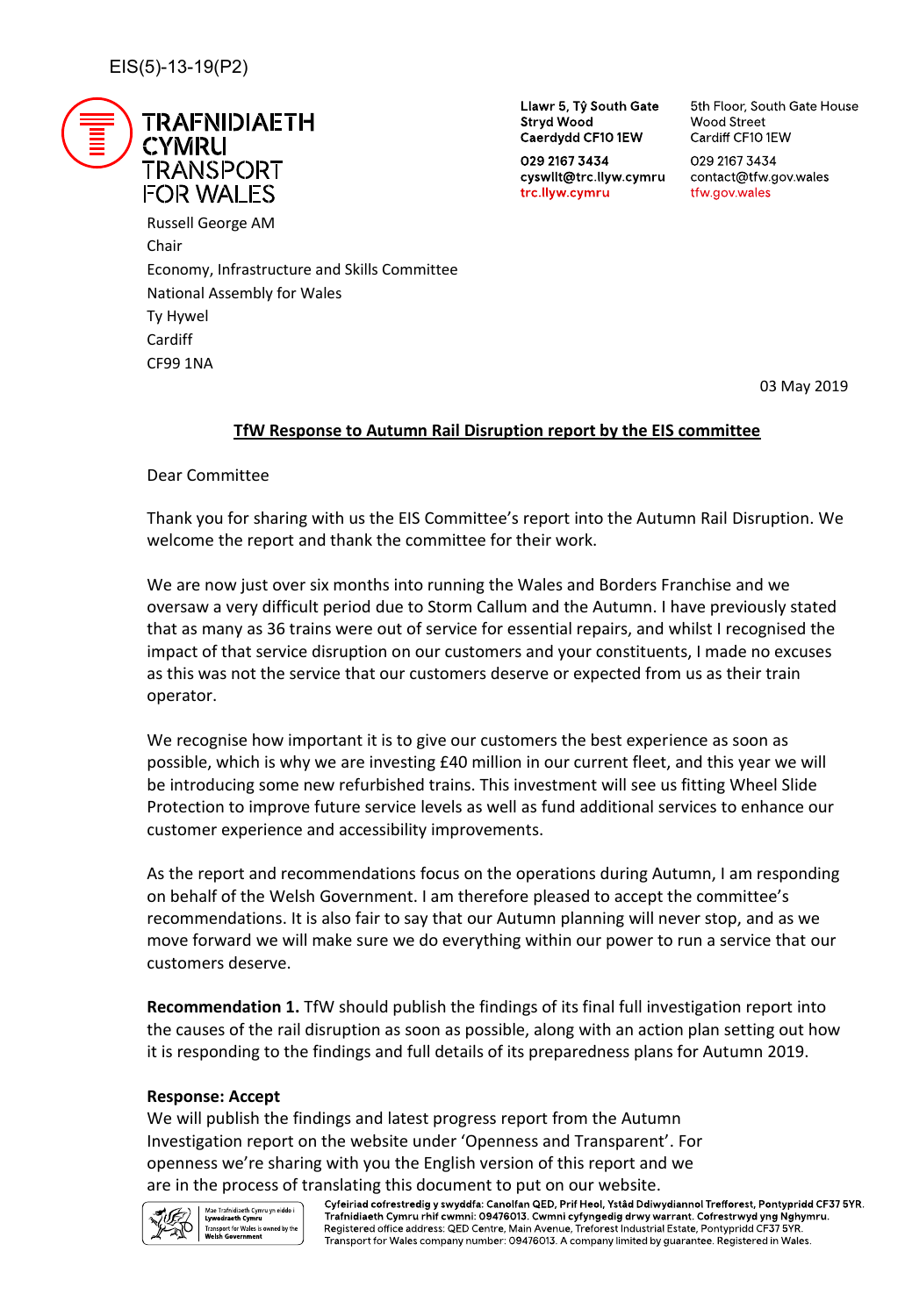EIS(5)-13-19(P2)

TRAFNIDIAETH CYMRU
TRANSPORT FOR WALES

Llawr 5, Tŷ South Gate
Stryd Wood
Caerdydd CF10 1EW

029 2167 3434
cyswllt@trc.llyw.cymru
trc.llyw.cymru

5th Floor, South Gate House
Wood Street
Cardiff CF10 1EW

029 2167 3434
contact@tfw.gov.wales
tfw.gov.wales

Russell George AM
Chair
Economy, Infrastructure and Skills Committee
National Assembly for Wales
Ty Hywel
Cardiff
CF99 1NA

03 May 2019

**TfW Response to Autumn Rail Disruption report by the EIS committee**

Dear Committee

Thank you for sharing with us the EIS Committee's report into the Autumn Rail Disruption. We welcome the report and thank the committee for their work.

We are now just over six months into running the Wales and Borders Franchise and we oversaw a very difficult period due to Storm Callum and the Autumn. I have previously stated that as many as 36 trains were out of service for essential repairs, and whilst I recognised the impact of that service disruption on our customers and your constituents, I made no excuses as this was not the service that our customers deserve or expected from us as their train operator.

We recognise how important it is to give our customers the best experience as soon as possible, which is why we are investing £40 million in our current fleet, and this year we will be introducing some new refurbished trains. This investment will see us fitting Wheel Slide Protection to improve future service levels as well as fund additional services to enhance our customer experience and accessibility improvements.

As the report and recommendations focus on the operations during Autumn, I am responding on behalf of the Welsh Government. I am therefore pleased to accept the committee's recommendations. It is also fair to say that our Autumn planning will never stop, and as we move forward we will make sure we do everything within our power to run a service that our customers deserve.

**Recommendation 1.** TfW should publish the findings of its final full investigation report into the causes of the rail disruption as soon as possible, along with an action plan setting out how it is responding to the findings and full details of its preparedness plans for Autumn 2019.

**Response: Accept**
We will publish the findings and latest progress report from the Autumn Investigation report on the website under 'Openness and Transparent'. For openness we're sharing with you the English version of this report and we are in the process of translating this document to put on our website.

Mae Trafnidiaeth Cymru yn eiddo i Lywodraeth Cymru
Transport for Wales is owned by the Welsh Government

Cyfeiriad cofrestredig y swyddfa: Canolfan QED, Prif Heol, Ystâd Ddiwydiannol Trefforest, Pontypridd CF37 5YR. Trafnidiaeth Cymru rhif cwmni: 09476013. Cwmni cyfyngedig drwy warrant. Cofrestrwyd yng Nghymru.
Registered office address: QED Centre, Main Avenue, Treforest Industrial Estate, Pontypridd CF37 5YR.
Transport for Wales company number: 09476013. A company limited by guarantee. Registered in Wales.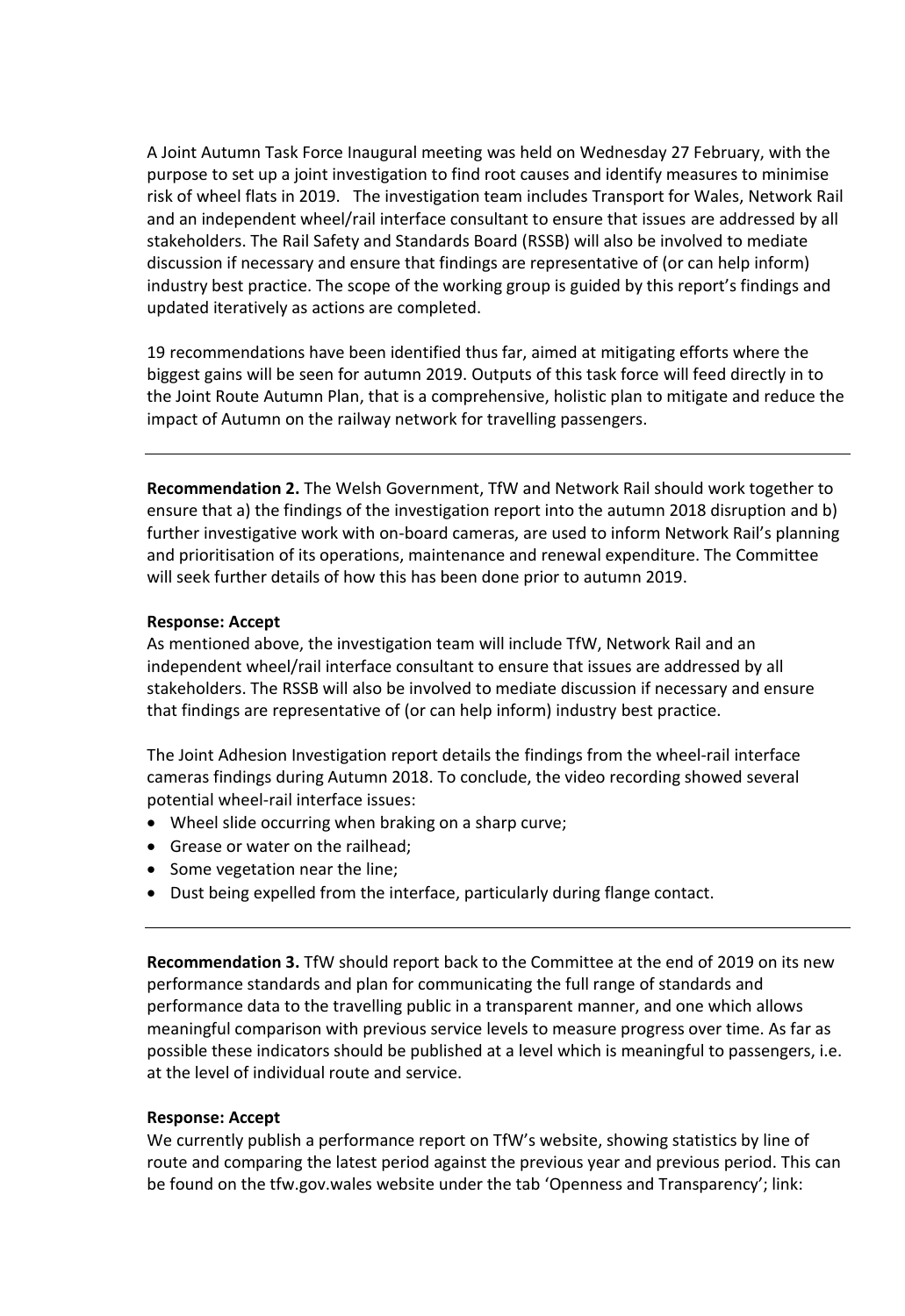A Joint Autumn Task Force Inaugural meeting was held on Wednesday 27 February, with the purpose to set up a joint investigation to find root causes and identify measures to minimise risk of wheel flats in 2019. The investigation team includes Transport for Wales, Network Rail and an independent wheel/rail interface consultant to ensure that issues are addressed by all stakeholders. The Rail Safety and Standards Board (RSSB) will also be involved to mediate discussion if necessary and ensure that findings are representative of (or can help inform) industry best practice. The scope of the working group is guided by this report's findings and updated iteratively as actions are completed.

19 recommendations have been identified thus far, aimed at mitigating efforts where the biggest gains will be seen for autumn 2019. Outputs of this task force will feed directly in to the Joint Route Autumn Plan, that is a comprehensive, holistic plan to mitigate and reduce the impact of Autumn on the railway network for travelling passengers.

---

**Recommendation 2.** The Welsh Government, TfW and Network Rail should work together to ensure that a) the findings of the investigation report into the autumn 2018 disruption and b) further investigative work with on-board cameras, are used to inform Network Rail's planning and prioritisation of its operations, maintenance and renewal expenditure. The Committee will seek further details of how this has been done prior to autumn 2019.

**Response: Accept**

As mentioned above, the investigation team will include TfW, Network Rail and an independent wheel/rail interface consultant to ensure that issues are addressed by all stakeholders. The RSSB will also be involved to mediate discussion if necessary and ensure that findings are representative of (or can help inform) industry best practice.

The Joint Adhesion Investigation report details the findings from the wheel-rail interface cameras findings during Autumn 2018. To conclude, the video recording showed several potential wheel-rail interface issues:

- Wheel slide occurring when braking on a sharp curve;
- Grease or water on the railhead;
- Some vegetation near the line;
- Dust being expelled from the interface, particularly during flange contact.

---

**Recommendation 3.** TfW should report back to the Committee at the end of 2019 on its new performance standards and plan for communicating the full range of standards and performance data to the travelling public in a transparent manner, and one which allows meaningful comparison with previous service levels to measure progress over time. As far as possible these indicators should be published at a level which is meaningful to passengers, i.e. at the level of individual route and service.

**Response: Accept**

We currently publish a performance report on TfW's website, showing statistics by line of route and comparing the latest period against the previous year and previous period. This can be found on the tfw.gov.wales website under the tab 'Openness and Transparency'; link: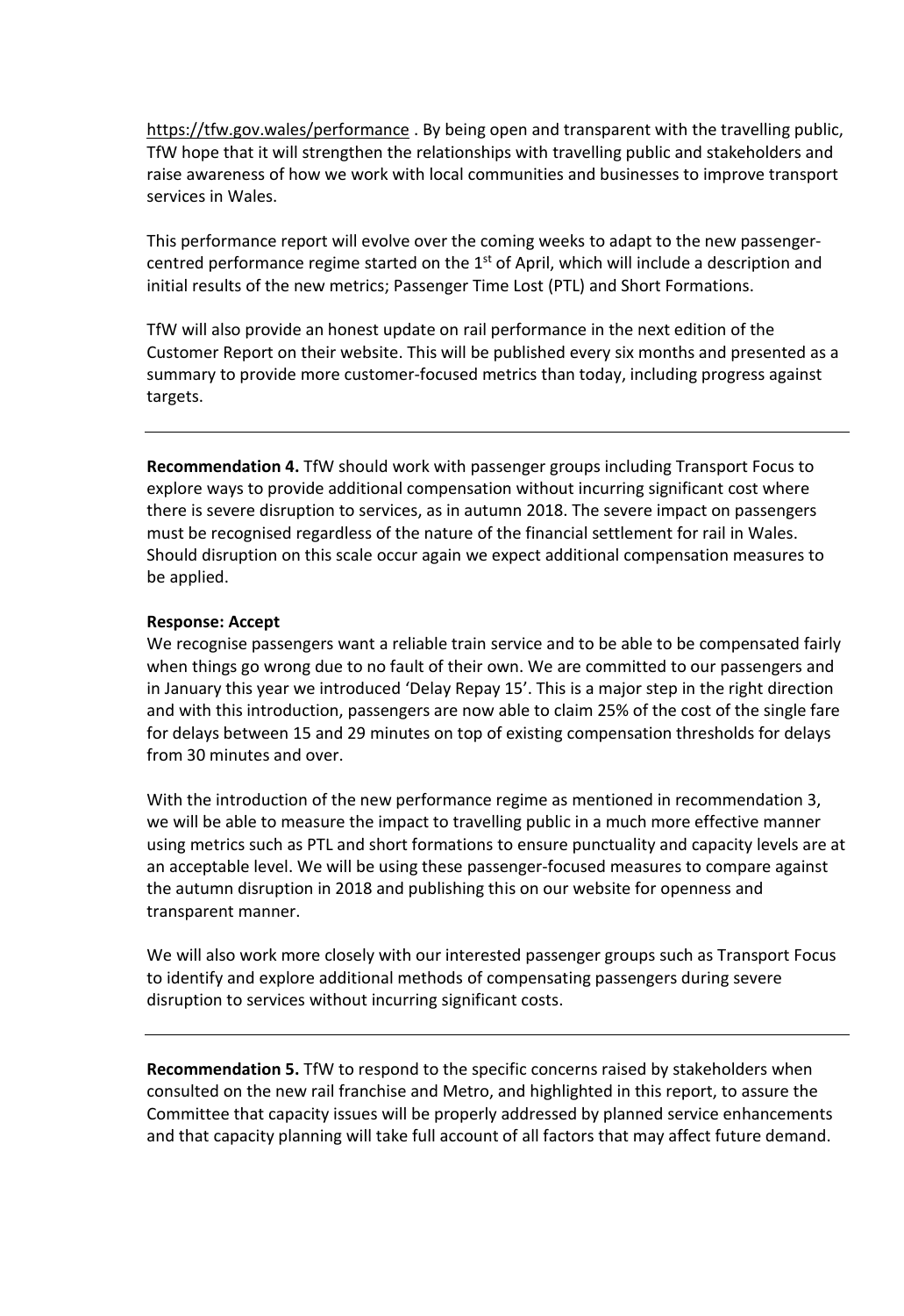https://tfw.gov.wales/performance . By being open and transparent with the travelling public, TfW hope that it will strengthen the relationships with travelling public and stakeholders and raise awareness of how we work with local communities and businesses to improve transport services in Wales.

This performance report will evolve over the coming weeks to adapt to the new passenger-centred performance regime started on the 1st of April, which will include a description and initial results of the new metrics; Passenger Time Lost (PTL) and Short Formations.

TfW will also provide an honest update on rail performance in the next edition of the Customer Report on their website. This will be published every six months and presented as a summary to provide more customer-focused metrics than today, including progress against targets.

---

**Recommendation 4.** TfW should work with passenger groups including Transport Focus to explore ways to provide additional compensation without incurring significant cost where there is severe disruption to services, as in autumn 2018. The severe impact on passengers must be recognised regardless of the nature of the financial settlement for rail in Wales. Should disruption on this scale occur again we expect additional compensation measures to be applied.

**Response: Accept**

We recognise passengers want a reliable train service and to be able to be compensated fairly when things go wrong due to no fault of their own. We are committed to our passengers and in January this year we introduced 'Delay Repay 15'. This is a major step in the right direction and with this introduction, passengers are now able to claim 25% of the cost of the single fare for delays between 15 and 29 minutes on top of existing compensation thresholds for delays from 30 minutes and over.

With the introduction of the new performance regime as mentioned in recommendation 3, we will be able to measure the impact to travelling public in a much more effective manner using metrics such as PTL and short formations to ensure punctuality and capacity levels are at an acceptable level. We will be using these passenger-focused measures to compare against the autumn disruption in 2018 and publishing this on our website for openness and transparent manner.

We will also work more closely with our interested passenger groups such as Transport Focus to identify and explore additional methods of compensating passengers during severe disruption to services without incurring significant costs.

---

**Recommendation 5.** TfW to respond to the specific concerns raised by stakeholders when consulted on the new rail franchise and Metro, and highlighted in this report, to assure the Committee that capacity issues will be properly addressed by planned service enhancements and that capacity planning will take full account of all factors that may affect future demand.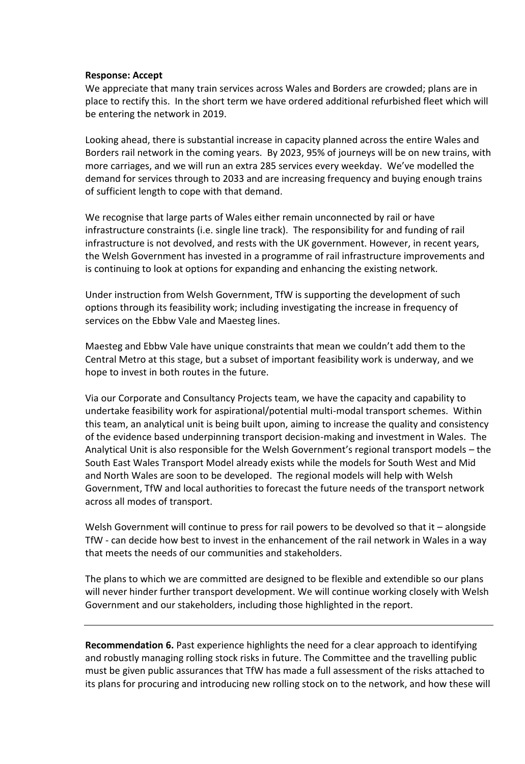**Response: Accept**

We appreciate that many train services across Wales and Borders are crowded; plans are in place to rectify this. In the short term we have ordered additional refurbished fleet which will be entering the network in 2019.

Looking ahead, there is substantial increase in capacity planned across the entire Wales and Borders rail network in the coming years. By 2023, 95% of journeys will be on new trains, with more carriages, and we will run an extra 285 services every weekday. We've modelled the demand for services through to 2033 and are increasing frequency and buying enough trains of sufficient length to cope with that demand.

We recognise that large parts of Wales either remain unconnected by rail or have infrastructure constraints (i.e. single line track). The responsibility for and funding of rail infrastructure is not devolved, and rests with the UK government. However, in recent years, the Welsh Government has invested in a programme of rail infrastructure improvements and is continuing to look at options for expanding and enhancing the existing network.

Under instruction from Welsh Government, TfW is supporting the development of such options through its feasibility work; including investigating the increase in frequency of services on the Ebbw Vale and Maesteg lines.

Maesteg and Ebbw Vale have unique constraints that mean we couldn't add them to the Central Metro at this stage, but a subset of important feasibility work is underway, and we hope to invest in both routes in the future.

Via our Corporate and Consultancy Projects team, we have the capacity and capability to undertake feasibility work for aspirational/potential multi-modal transport schemes. Within this team, an analytical unit is being built upon, aiming to increase the quality and consistency of the evidence based underpinning transport decision-making and investment in Wales. The Analytical Unit is also responsible for the Welsh Government's regional transport models – the South East Wales Transport Model already exists while the models for South West and Mid and North Wales are soon to be developed. The regional models will help with Welsh Government, TfW and local authorities to forecast the future needs of the transport network across all modes of transport.

Welsh Government will continue to press for rail powers to be devolved so that it – alongside TfW - can decide how best to invest in the enhancement of the rail network in Wales in a way that meets the needs of our communities and stakeholders.

The plans to which we are committed are designed to be flexible and extendible so our plans will never hinder further transport development. We will continue working closely with Welsh Government and our stakeholders, including those highlighted in the report.

---

**Recommendation 6.** Past experience highlights the need for a clear approach to identifying and robustly managing rolling stock risks in future. The Committee and the travelling public must be given public assurances that TfW has made a full assessment of the risks attached to its plans for procuring and introducing new rolling stock on to the network, and how these will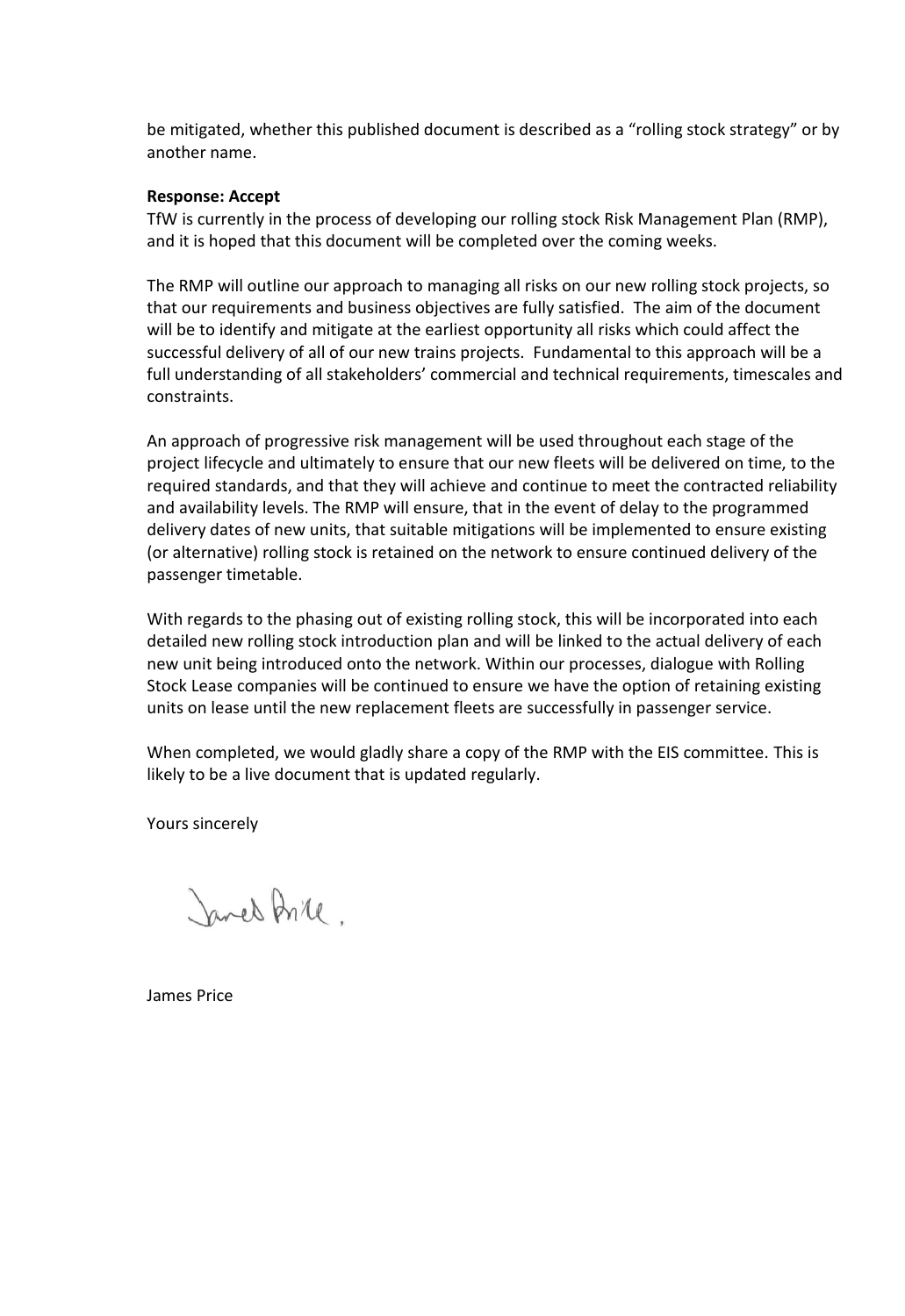be mitigated, whether this published document is described as a "rolling stock strategy" or by another name.

**Response: Accept**

TfW is currently in the process of developing our rolling stock Risk Management Plan (RMP), and it is hoped that this document will be completed over the coming weeks.

The RMP will outline our approach to managing all risks on our new rolling stock projects, so that our requirements and business objectives are fully satisfied. The aim of the document will be to identify and mitigate at the earliest opportunity all risks which could affect the successful delivery of all of our new trains projects. Fundamental to this approach will be a full understanding of all stakeholders' commercial and technical requirements, timescales and constraints.

An approach of progressive risk management will be used throughout each stage of the project lifecycle and ultimately to ensure that our new fleets will be delivered on time, to the required standards, and that they will achieve and continue to meet the contracted reliability and availability levels. The RMP will ensure, that in the event of delay to the programmed delivery dates of new units, that suitable mitigations will be implemented to ensure existing (or alternative) rolling stock is retained on the network to ensure continued delivery of the passenger timetable.

With regards to the phasing out of existing rolling stock, this will be incorporated into each detailed new rolling stock introduction plan and will be linked to the actual delivery of each new unit being introduced onto the network. Within our processes, dialogue with Rolling Stock Lease companies will be continued to ensure we have the option of retaining existing units on lease until the new replacement fleets are successfully in passenger service.

When completed, we would gladly share a copy of the RMP with the EIS committee. This is likely to be a live document that is updated regularly.

Yours sincerely

James Price